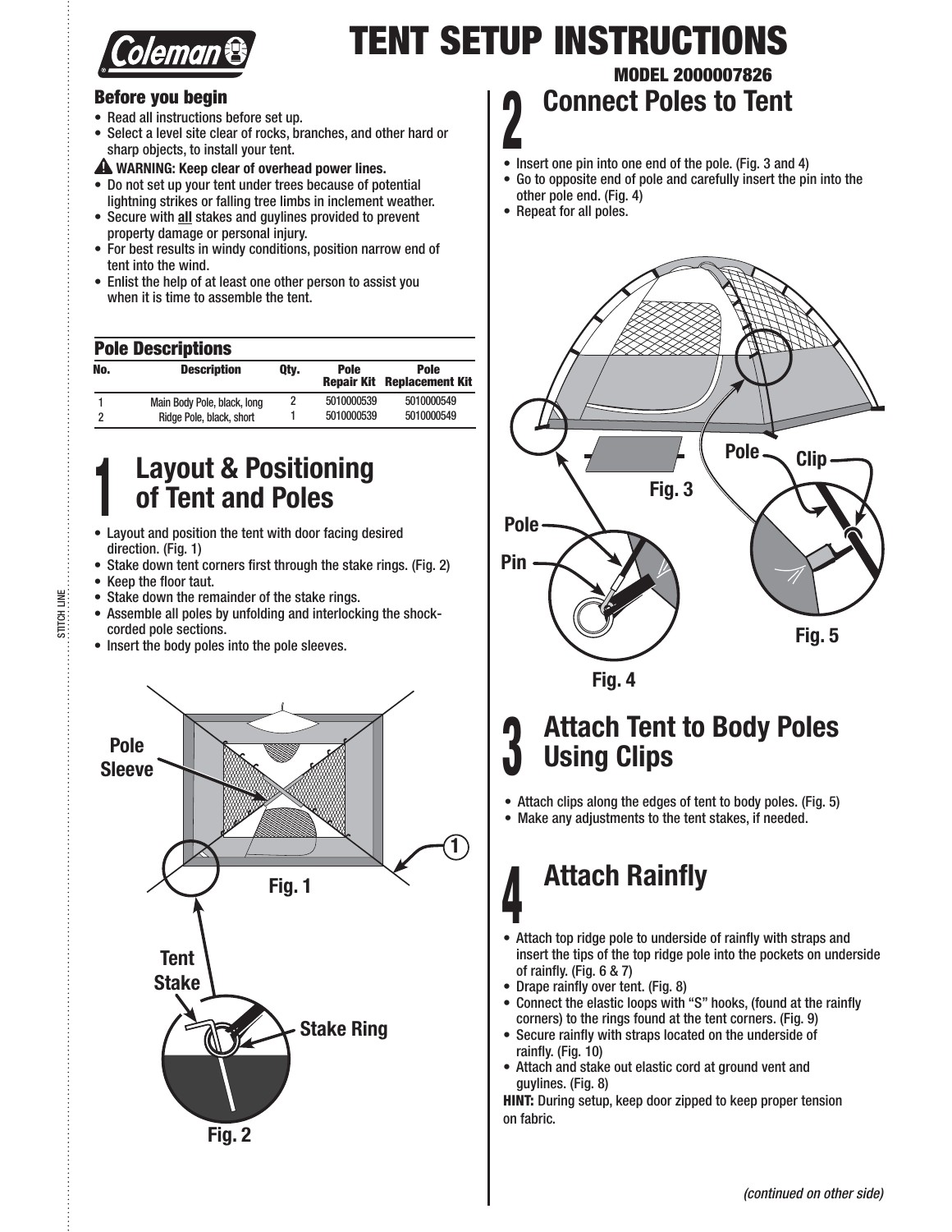# TENT SETUP INSTRUCTIONS

**MODEL 2000007826**

### Before you begin

- Read all instructions before set up.
- Select a level site clear of rocks, branches, and other hard or sharp objects, to install your tent.

⚠ **WARNING: Keep clear of overhead power lines.**

- Do not set up your tent under trees because of potential lightning strikes or falling tree limbs in inclement weather.
- Secure with **all** stakes and guylines provided to prevent property damage or personal injury.
- For best results in windy conditions, position narrow end of tent into the wind.
- Enlist the help of at least one other person to assist you when it is time to assemble the tent.

### Pole Descriptions

| No. | Description | Qty. | Pole Repair Kit | Pole Replacement Kit |
|---|---|---|---|---|
| 1 | Main Body Pole, black, long | 2 | 5010000539 | 5010000549 |
| 2 | Ridge Pole, black, short | 1 | 5010000539 | 5010000549 |

## 1 Layout & Positioning of Tent and Poles

- Layout and position the tent with door facing desired direction. (Fig. 1)
- Stake down tent corners first through the stake rings. (Fig. 2)
- Keep the floor taut.
- Stake down the remainder of the stake rings.
- Assemble all poles by unfolding and interlocking the shock-corded pole sections.
- Insert the body poles into the pole sleeves.

Pole Sleeve

1

Fig. 1

Tent Stake

Stake Ring

Fig. 2

## 2 Connect Poles to Tent

- Insert one pin into one end of the pole. (Fig. 3 and 4)
- Go to opposite end of pole and carefully insert the pin into the other pole end. (Fig. 4)
- Repeat for all poles.

Pole

Clip

Fig. 3

Pole

Pin

Fig. 5

Fig. 4

## 3 Attach Tent to Body Poles Using Clips

- Attach clips along the edges of tent to body poles. (Fig. 5)
- Make any adjustments to the tent stakes, if needed.

## 4 Attach Rainfly

- Attach top ridge pole to underside of rainfly with straps and insert the tips of the top ridge pole into the pockets on underside of rainfly. (Fig. 6 & 7)
- Drape rainfly over tent. (Fig. 8)
- Connect the elastic loops with "S" hooks, (found at the rainfly corners) to the rings found at the tent corners. (Fig. 9)
- Secure rainfly with straps located on the underside of rainfly. (Fig. 10)
- Attach and stake out elastic cord at ground vent and guylines. (Fig. 8)

**HINT:** During setup, keep door zipped to keep proper tension on fabric.

*(continued on other side)*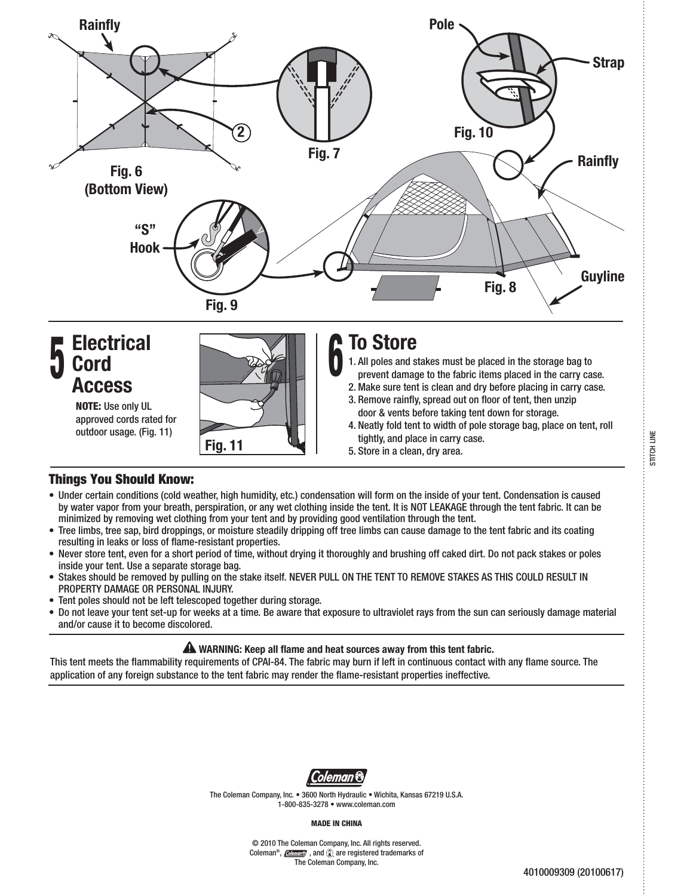Rainfly

Pole

Strap

2

Fig. 7

Fig. 10

Rainfly

Fig. 6
(Bottom View)

"S"
Hook

Guyline

Fig. 8

Fig. 9

## 5 Electrical Cord Access

**NOTE:** Use only UL approved cords rated for outdoor usage. (Fig. 11)

Fig. 11

## 6 To Store

1. All poles and stakes must be placed in the storage bag to prevent damage to the fabric items placed in the carry case.
2. Make sure tent is clean and dry before placing in carry case.
3. Remove rainfly, spread out on floor of tent, then unzip door & vents before taking tent down for storage.
4. Neatly fold tent to width of pole storage bag, place on tent, roll tightly, and place in carry case.
5. Store in a clean, dry area.

### Things You Should Know:

- Under certain conditions (cold weather, high humidity, etc.) condensation will form on the inside of your tent. Condensation is caused by water vapor from your breath, perspiration, or any wet clothing inside the tent. It is NOT LEAKAGE through the tent fabric. It can be minimized by removing wet clothing from your tent and by providing good ventilation through the tent.
- Tree limbs, tree sap, bird droppings, or moisture steadily dripping off tree limbs can cause damage to the tent fabric and its coating resulting in leaks or loss of flame-resistant properties.
- Never store tent, even for a short period of time, without drying it thoroughly and brushing off caked dirt. Do not pack stakes or poles inside your tent. Use a separate storage bag.
- Stakes should be removed by pulling on the stake itself. NEVER PULL ON THE TENT TO REMOVE STAKES AS THIS COULD RESULT IN PROPERTY DAMAGE OR PERSONAL INJURY.
- Tent poles should not be left telescoped together during storage.
- Do not leave your tent set-up for weeks at a time. Be aware that exposure to ultraviolet rays from the sun can seriously damage material and/or cause it to become discolored.

**⚠ WARNING: Keep all flame and heat sources away from this tent fabric.**

This tent meets the flammability requirements of CPAI-84. The fabric may burn if left in continuous contact with any flame source. The application of any foreign substance to the tent fabric may render the flame-resistant properties ineffective.

Coleman

The Coleman Company, Inc. • 3600 North Hydraulic • Wichita, Kansas 67219 U.S.A.
1-800-835-3278 • www.coleman.com

**MADE IN CHINA**

© 2010 The Coleman Company, Inc. All rights reserved.
Coleman®, , and are registered trademarks of
The Coleman Company, Inc.

4010009309 (20100617)

STITCH LINE